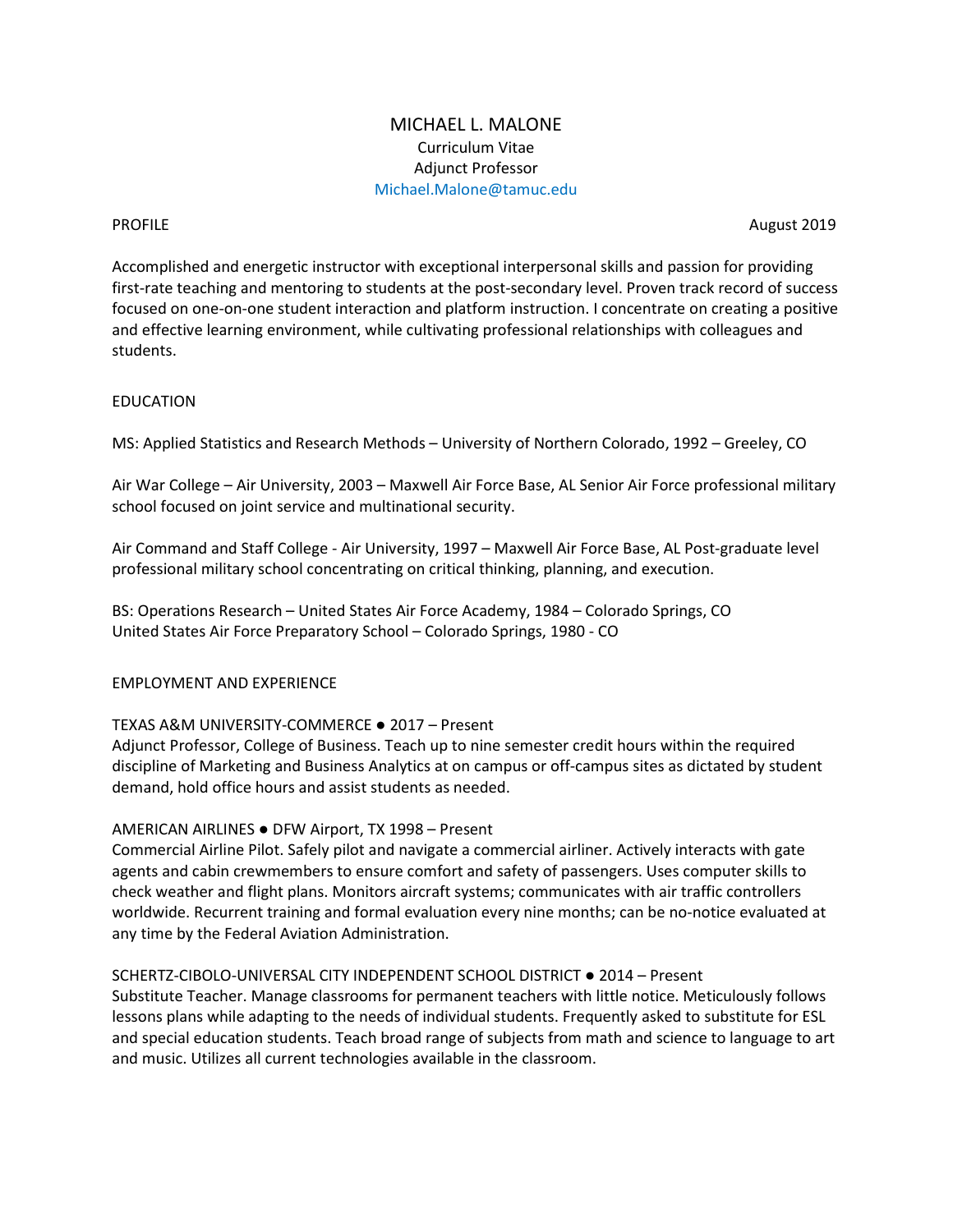# MICHAEL L. MALONE

Curriculum Vitae

Adjunct Professor

Michael.Malone@tamuc.edu

## PROFILE

August 2019

Accomplished and energetic instructor with exceptional interpersonal skills and passion for providing first-rate teaching and mentoring to students at the post-secondary level. Proven track record of success focused on one-on-one student interaction and platform instruction. I concentrate on creating a positive and effective learning environment, while cultivating professional relationships with colleagues and students.

## EDUCATION

MS: Applied Statistics and Research Methods – University of Northern Colorado, 1992 – Greeley, CO

Air War College – Air University, 2003 – Maxwell Air Force Base, AL Senior Air Force professional military school focused on joint service and multinational security.

Air Command and Staff College - Air University, 1997 – Maxwell Air Force Base, AL Post-graduate level professional military school concentrating on critical thinking, planning, and execution.

BS: Operations Research – United States Air Force Academy, 1984 – Colorado Springs, CO
United States Air Force Preparatory School – Colorado Springs, 1980 - CO

## EMPLOYMENT AND EXPERIENCE

TEXAS A&M UNIVERSITY-COMMERCE ● 2017 – Present
Adjunct Professor, College of Business. Teach up to nine semester credit hours within the required discipline of Marketing and Business Analytics at on campus or off-campus sites as dictated by student demand, hold office hours and assist students as needed.

AMERICAN AIRLINES ● DFW Airport, TX 1998 – Present
Commercial Airline Pilot. Safely pilot and navigate a commercial airliner. Actively interacts with gate agents and cabin crewmembers to ensure comfort and safety of passengers. Uses computer skills to check weather and flight plans. Monitors aircraft systems; communicates with air traffic controllers worldwide. Recurrent training and formal evaluation every nine months; can be no-notice evaluated at any time by the Federal Aviation Administration.

SCHERTZ-CIBOLO-UNIVERSAL CITY INDEPENDENT SCHOOL DISTRICT ● 2014 – Present
Substitute Teacher. Manage classrooms for permanent teachers with little notice. Meticulously follows lessons plans while adapting to the needs of individual students. Frequently asked to substitute for ESL and special education students. Teach broad range of subjects from math and science to language to art and music. Utilizes all current technologies available in the classroom.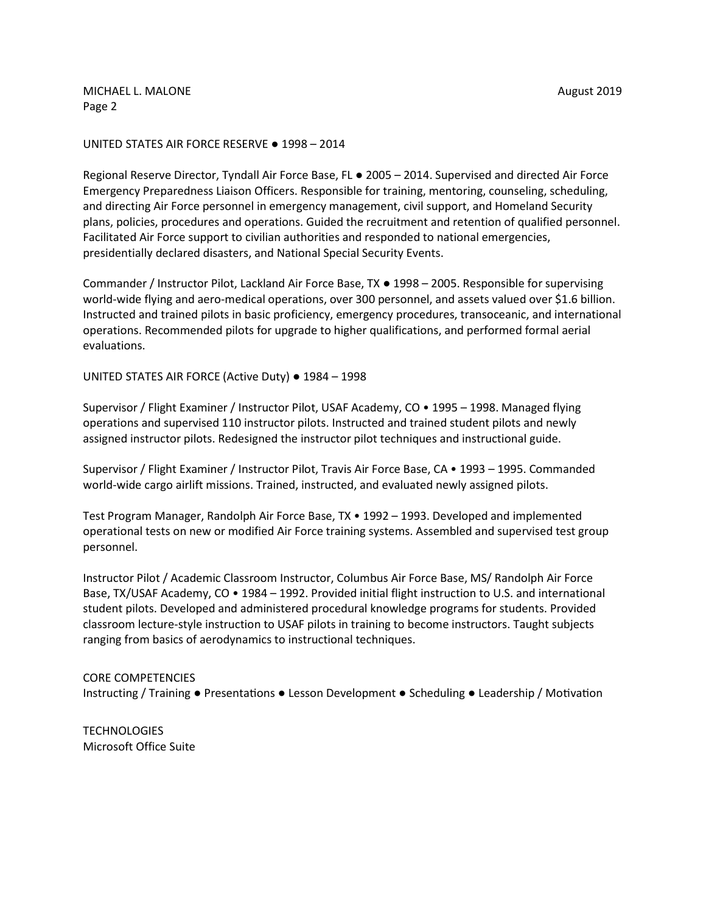## UNITED STATES AIR FORCE RESERVE ● 1998 – 2014

Regional Reserve Director, Tyndall Air Force Base, FL ● 2005 – 2014. Supervised and directed Air Force Emergency Preparedness Liaison Officers. Responsible for training, mentoring, counseling, scheduling, and directing Air Force personnel in emergency management, civil support, and Homeland Security plans, policies, procedures and operations. Guided the recruitment and retention of qualified personnel. Facilitated Air Force support to civilian authorities and responded to national emergencies, presidentially declared disasters, and National Special Security Events.

Commander / Instructor Pilot, Lackland Air Force Base, TX ● 1998 – 2005. Responsible for supervising world-wide flying and aero-medical operations, over 300 personnel, and assets valued over $1.6 billion. Instructed and trained pilots in basic proficiency, emergency procedures, transoceanic, and international operations. Recommended pilots for upgrade to higher qualifications, and performed formal aerial evaluations.

## UNITED STATES AIR FORCE (Active Duty) ● 1984 – 1998

Supervisor / Flight Examiner / Instructor Pilot, USAF Academy, CO • 1995 – 1998. Managed flying operations and supervised 110 instructor pilots. Instructed and trained student pilots and newly assigned instructor pilots. Redesigned the instructor pilot techniques and instructional guide.

Supervisor / Flight Examiner / Instructor Pilot, Travis Air Force Base, CA • 1993 – 1995. Commanded world-wide cargo airlift missions. Trained, instructed, and evaluated newly assigned pilots.

Test Program Manager, Randolph Air Force Base, TX • 1992 – 1993. Developed and implemented operational tests on new or modified Air Force training systems. Assembled and supervised test group personnel.

Instructor Pilot / Academic Classroom Instructor, Columbus Air Force Base, MS/ Randolph Air Force Base, TX/USAF Academy, CO • 1984 – 1992. Provided initial flight instruction to U.S. and international student pilots. Developed and administered procedural knowledge programs for students. Provided classroom lecture-style instruction to USAF pilots in training to become instructors. Taught subjects ranging from basics of aerodynamics to instructional techniques.

## CORE COMPETENCIES

Instructing / Training ● Presentations ● Lesson Development ● Scheduling ● Leadership / Motivation

## TECHNOLOGIES

Microsoft Office Suite